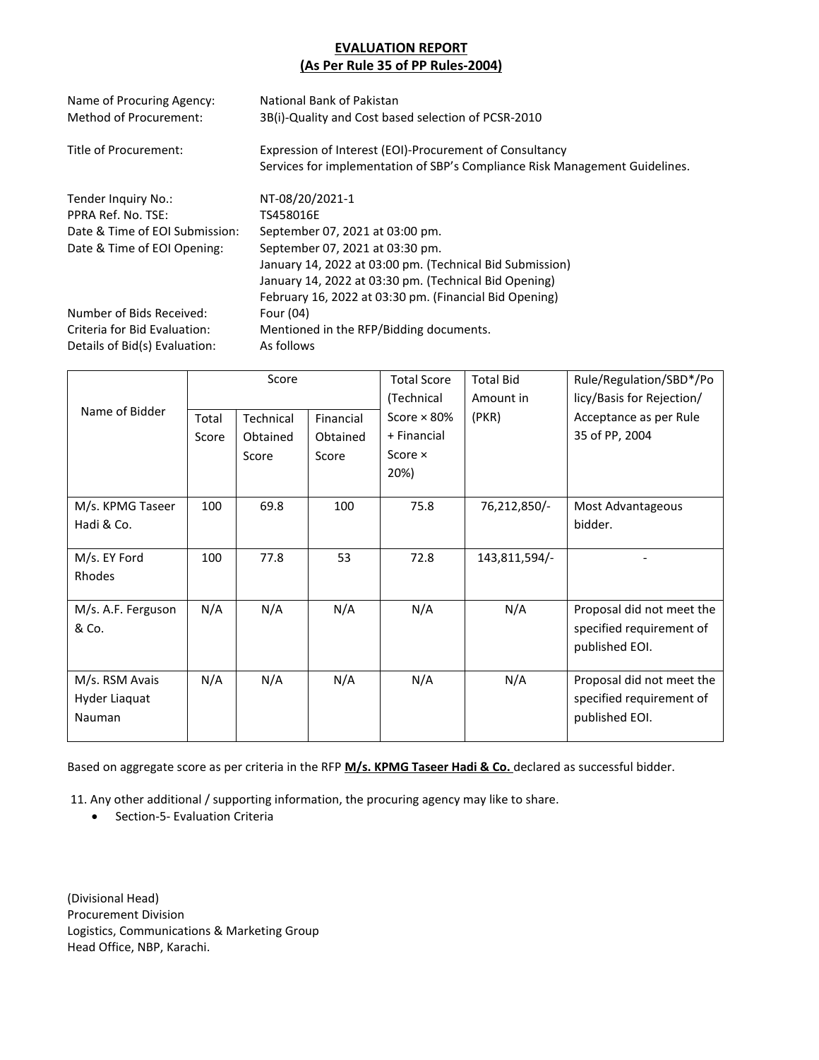# EVALUATION REPORT
## (As Per Rule 35 of PP Rules-2004)

| | |
|---|---|
| Name of Procuring Agency: | National Bank of Pakistan |
| Method of Procurement: | 3B(i)-Quality and Cost based selection of PCSR-2010 |
| Title of Procurement: | Expression of Interest (EOI)-Procurement of Consultancy Services for implementation of SBP's Compliance Risk Management Guidelines. |
| Tender Inquiry No.: | NT-08/20/2021-1 |
| PPRA Ref. No. TSE: | TS458016E |
| Date & Time of EOI Submission: | September 07, 2021 at 03:00 pm. |
| Date & Time of EOI Opening: | September 07, 2021 at 03:30 pm.<br>January 14, 2022 at 03:00 pm. (Technical Bid Submission)<br>January 14, 2022 at 03:30 pm. (Technical Bid Opening)<br>February 16, 2022 at 03:30 pm. (Financial Bid Opening) |
| Number of Bids Received: | Four (04) |
| Criteria for Bid Evaluation: | Mentioned in the RFP/Bidding documents. |
| Details of Bid(s) Evaluation: | As follows |

| Name of Bidder | Score | | | Total Score (Technical Score × 80% + Financial Score × 20%) | Total Bid Amount in (PKR) | Rule/Regulation/SBD*/Policy/Basis for Rejection/ Acceptance as per Rule 35 of PP, 2004 |
|---|---|---|---|---|---|---|
| | Total Score | Technical Obtained Score | Financial Obtained Score | | | |
| M/s. KPMG Taseer Hadi & Co. | 100 | 69.8 | 100 | 75.8 | 76,212,850/- | Most Advantageous bidder. |
| M/s. EY Ford Rhodes | 100 | 77.8 | 53 | 72.8 | 143,811,594/- | - |
| M/s. A.F. Ferguson & Co. | N/A | N/A | N/A | N/A | N/A | Proposal did not meet the specified requirement of published EOI. |
| M/s. RSM Avais Hyder Liaquat Nauman | N/A | N/A | N/A | N/A | N/A | Proposal did not meet the specified requirement of published EOI. |

Based on aggregate score as per criteria in the RFP **M/s. KPMG Taseer Hadi & Co.** declared as successful bidder.

11. Any other additional / supporting information, the procuring agency may like to share.

- Section-5- Evaluation Criteria

(Divisional Head)
Procurement Division
Logistics, Communications & Marketing Group
Head Office, NBP, Karachi.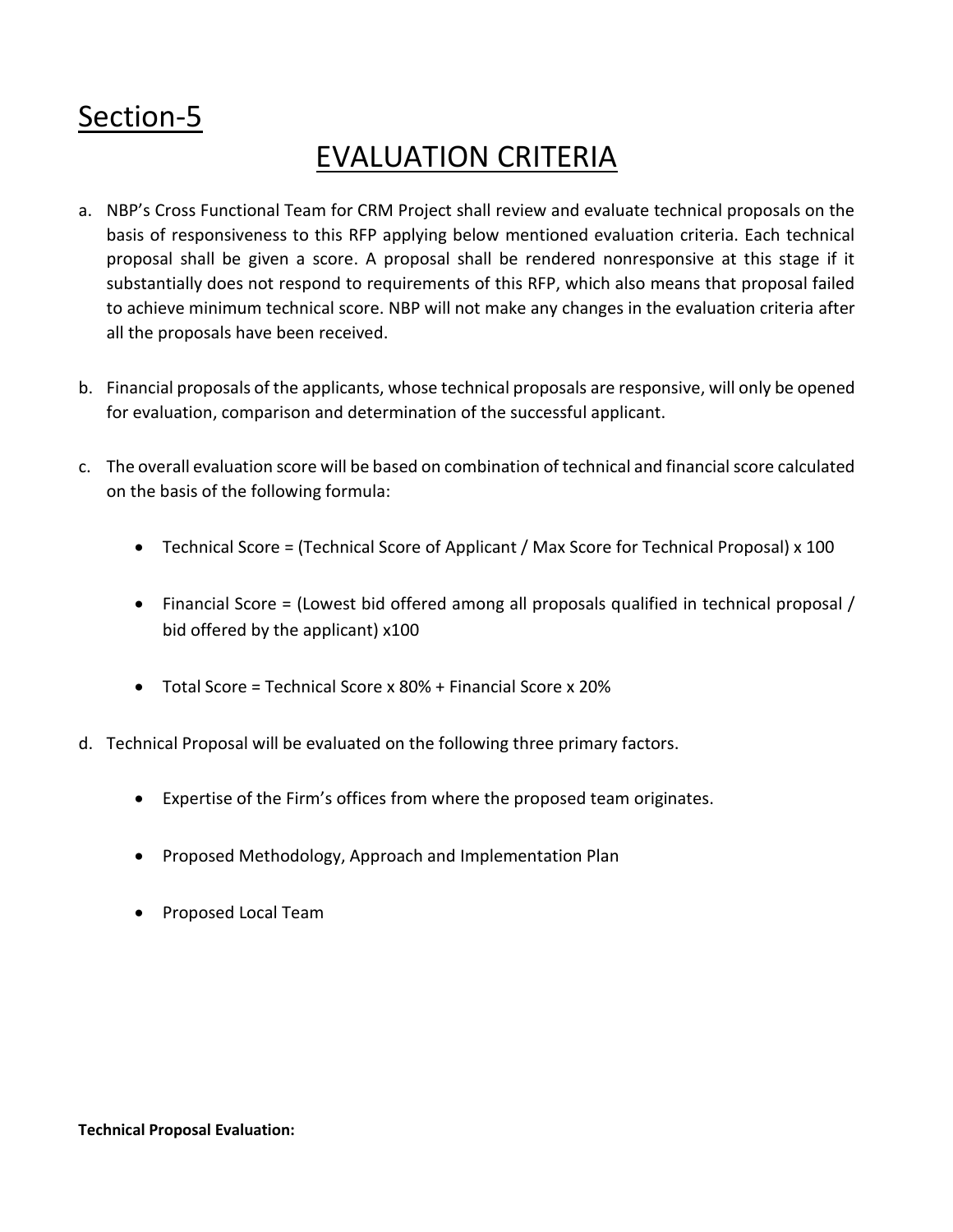# Section-5

## EVALUATION CRITERIA

a. NBP's Cross Functional Team for CRM Project shall review and evaluate technical proposals on the basis of responsiveness to this RFP applying below mentioned evaluation criteria. Each technical proposal shall be given a score. A proposal shall be rendered nonresponsive at this stage if it substantially does not respond to requirements of this RFP, which also means that proposal failed to achieve minimum technical score. NBP will not make any changes in the evaluation criteria after all the proposals have been received.

b. Financial proposals of the applicants, whose technical proposals are responsive, will only be opened for evaluation, comparison and determination of the successful applicant.

c. The overall evaluation score will be based on combination of technical and financial score calculated on the basis of the following formula:

   - Technical Score = (Technical Score of Applicant / Max Score for Technical Proposal) x 100
   - Financial Score = (Lowest bid offered among all proposals qualified in technical proposal / bid offered by the applicant) x100
   - Total Score = Technical Score x 80% + Financial Score x 20%

d. Technical Proposal will be evaluated on the following three primary factors.

   - Expertise of the Firm's offices from where the proposed team originates.
   - Proposed Methodology, Approach and Implementation Plan
   - Proposed Local Team

**Technical Proposal Evaluation:**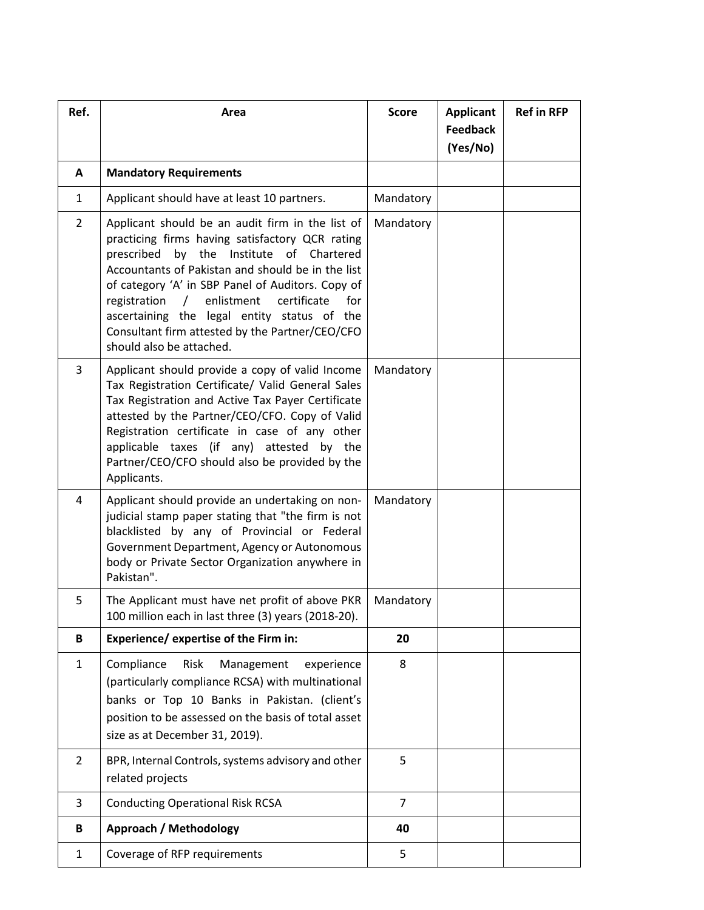| Ref. | Area | Score | Applicant Feedback (Yes/No) | Ref in RFP |
|---|---|---|---|---|
| **A** | **Mandatory Requirements** | | | |
| 1 | Applicant should have at least 10 partners. | Mandatory | | |
| 2 | Applicant should be an audit firm in the list of practicing firms having satisfactory QCR rating prescribed by the Institute of Chartered Accountants of Pakistan and should be in the list of category 'A' in SBP Panel of Auditors. Copy of registration / enlistment certificate for ascertaining the legal entity status of the Consultant firm attested by the Partner/CEO/CFO should also be attached. | Mandatory | | |
| 3 | Applicant should provide a copy of valid Income Tax Registration Certificate/ Valid General Sales Tax Registration and Active Tax Payer Certificate attested by the Partner/CEO/CFO. Copy of Valid Registration certificate in case of any other applicable taxes (if any) attested by the Partner/CEO/CFO should also be provided by the Applicants. | Mandatory | | |
| 4 | Applicant should provide an undertaking on non-judicial stamp paper stating that "the firm is not blacklisted by any of Provincial or Federal Government Department, Agency or Autonomous body or Private Sector Organization anywhere in Pakistan". | Mandatory | | |
| 5 | The Applicant must have net profit of above PKR 100 million each in last three (3) years (2018-20). | Mandatory | | |
| **B** | **Experience/ expertise of the Firm in:** | **20** | | |
| 1 | Compliance Risk Management experience (particularly compliance RCSA) with multinational banks or Top 10 Banks in Pakistan. (client's position to be assessed on the basis of total asset size as at December 31, 2019). | 8 | | |
| 2 | BPR, Internal Controls, systems advisory and other related projects | 5 | | |
| 3 | Conducting Operational Risk RCSA | 7 | | |
| **B** | **Approach / Methodology** | **40** | | |
| 1 | Coverage of RFP requirements | 5 | | |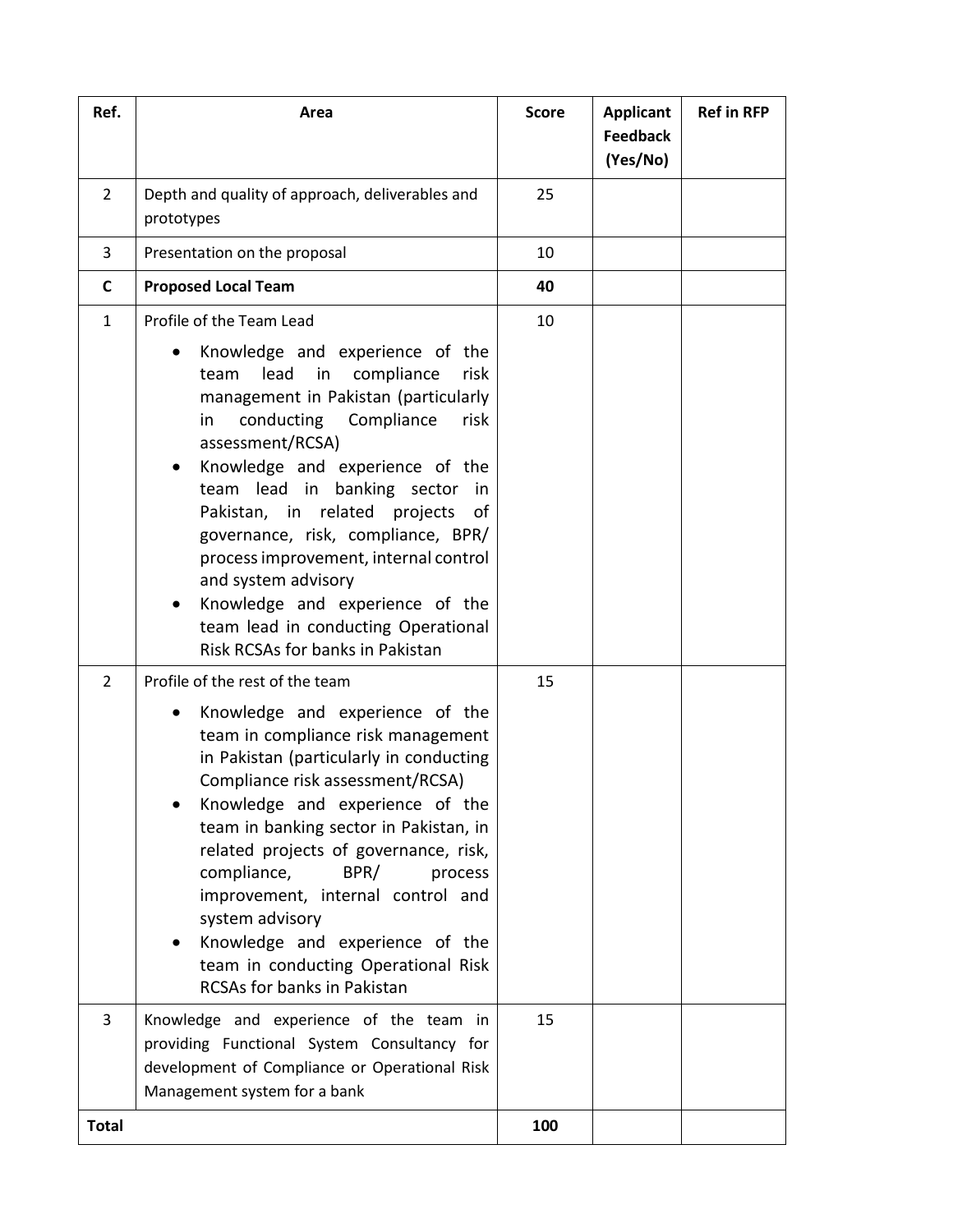| Ref. | Area | Score | Applicant Feedback (Yes/No) | Ref in RFP |
|---|---|---|---|---|
| 2 | Depth and quality of approach, deliverables and prototypes | 25 | | |
| 3 | Presentation on the proposal | 10 | | |
| **C** | **Proposed Local Team** | **40** | | |
| 1 | Profile of the Team Lead<br>• Knowledge and experience of the team lead in compliance risk management in Pakistan (particularly in conducting Compliance risk assessment/RCSA)<br>• Knowledge and experience of the team lead in banking sector in Pakistan, in related projects of governance, risk, compliance, BPR/ process improvement, internal control and system advisory<br>• Knowledge and experience of the team lead in conducting Operational Risk RCSAs for banks in Pakistan | 10 | | |
| 2 | Profile of the rest of the team<br>• Knowledge and experience of the team in compliance risk management in Pakistan (particularly in conducting Compliance risk assessment/RCSA)<br>• Knowledge and experience of the team in banking sector in Pakistan, in related projects of governance, risk, compliance, BPR/ process improvement, internal control and system advisory<br>• Knowledge and experience of the team in conducting Operational Risk RCSAs for banks in Pakistan | 15 | | |
| 3 | Knowledge and experience of the team in providing Functional System Consultancy for development of Compliance or Operational Risk Management system for a bank | 15 | | |
| **Total** | | **100** | | |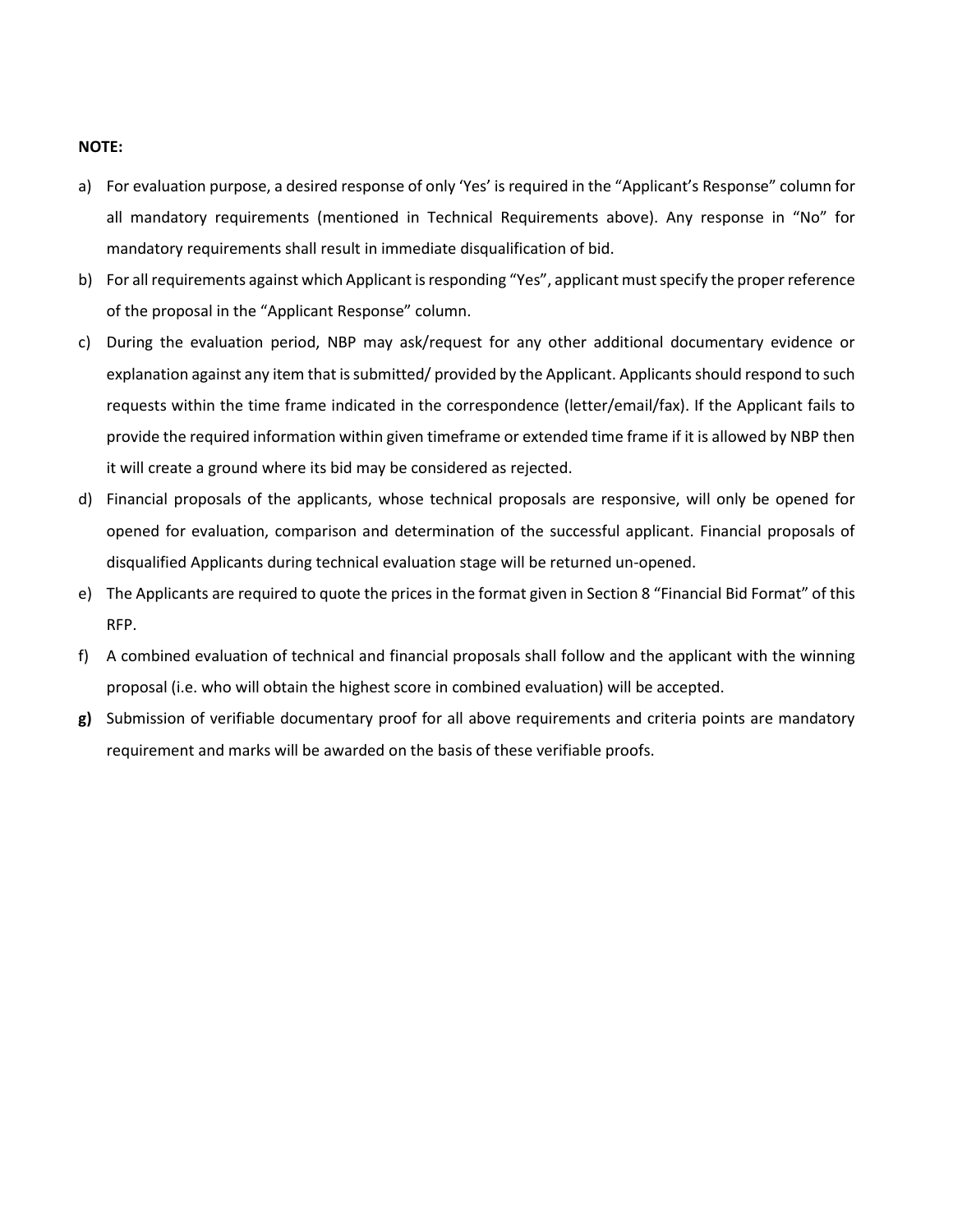**NOTE:**

a) For evaluation purpose, a desired response of only 'Yes' is required in the "Applicant's Response" column for all mandatory requirements (mentioned in Technical Requirements above). Any response in "No" for mandatory requirements shall result in immediate disqualification of bid.

b) For all requirements against which Applicant is responding "Yes", applicant must specify the proper reference of the proposal in the "Applicant Response" column.

c) During the evaluation period, NBP may ask/request for any other additional documentary evidence or explanation against any item that is submitted/ provided by the Applicant. Applicants should respond to such requests within the time frame indicated in the correspondence (letter/email/fax). If the Applicant fails to provide the required information within given timeframe or extended time frame if it is allowed by NBP then it will create a ground where its bid may be considered as rejected.

d) Financial proposals of the applicants, whose technical proposals are responsive, will only be opened for opened for evaluation, comparison and determination of the successful applicant. Financial proposals of disqualified Applicants during technical evaluation stage will be returned un-opened.

e) The Applicants are required to quote the prices in the format given in Section 8 "Financial Bid Format" of this RFP.

f) A combined evaluation of technical and financial proposals shall follow and the applicant with the winning proposal (i.e. who will obtain the highest score in combined evaluation) will be accepted.

**g)** Submission of verifiable documentary proof for all above requirements and criteria points are mandatory requirement and marks will be awarded on the basis of these verifiable proofs.